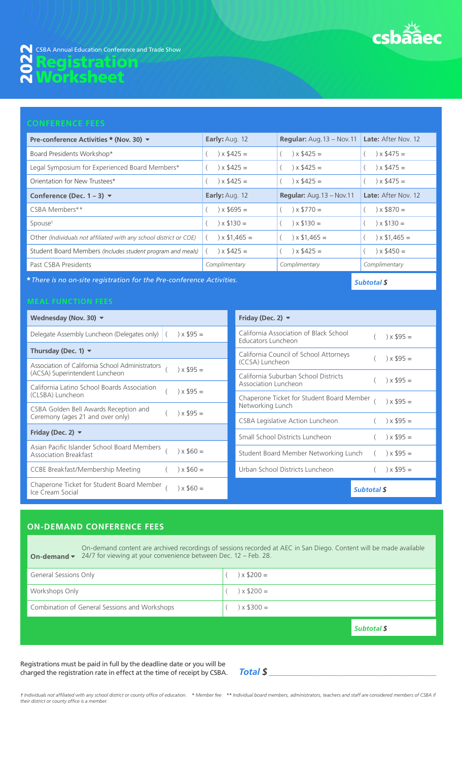# 2022 CSBA Annual Education Conference and Trade Show

# Registration Worksheet

csbaaec

## CONFERENCE FEES

| Pre-conference Activities * (Nov. 30) ▾ | **Early:** Aug. 12 | **Regular:** Aug. 13 – Nov. 11 | **Late:** After Nov. 12 |
|---|---|---|---|
| Board Presidents Workshop* | ( ) x $425 = | ( ) x $425 = | ( ) x $475 = |
| Legal Symposium for Experienced Board Members* | ( ) x $425 = | ( ) x $425 = | ( ) x $475 = |
| Orientation for New Trustees* | ( ) x $425 = | ( ) x $425 = | ( ) x $475 = |
| **Conference (Dec. 1 – 3) ▾** | **Early:** Aug. 12 | **Regular:** Aug. 13 – Nov. 11 | **Late:** After Nov. 12 |
| CSBA Members** | ( ) x $695 = | ( ) x $770 = | ( ) x $870 = |
| Spouse† | ( ) x $130 = | ( ) x $130 = | ( ) x $130 = |
| Other *(Individuals not affiliated with any school district or COE)* | ( ) x $1,465 = | ( ) x $1,465 = | ( ) x $1,465 = |
| Student Board Members *(Includes student program and meals)* | ( ) x $425 = | ( ) x $425 = | ( ) x $450 = |
| Past CSBA Presidents | *Complimentary* | *Complimentary* | *Complimentary* |

*** There is no on-site registration for the Pre-conference Activities.***

***Subtotal $***

## MEAL FUNCTION FEES

| Wednesday (Nov. 30) ▾ | |
|---|---|
| Delegate Assembly Luncheon (Delegates only) | ( ) x $95 = |
| **Thursday (Dec. 1) ▾** | |
| Association of California School Administrators (ACSA) Superintendent Luncheon | ( ) x $95 = |
| California Latino School Boards Association (CLSBA) Luncheon | ( ) x $95 = |
| CSBA Golden Bell Awards Reception and Ceremony (ages 21 and over only) | ( ) x $95 = |
| **Friday (Dec. 2) ▾** | |
| Asian Pacific Islander School Board Members Association Breakfast | ( ) x $60 = |
| CCBE Breakfast/Membership Meeting | ( ) x $60 = |
| Chaperone Ticket for Student Board Member Ice Cream Social | ( ) x $60 = |

| Friday (Dec. 2) ▾ | |
|---|---|
| California Association of Black School Educators Luncheon | ( ) x $95 = |
| California Council of School Attorneys (CCSA) Luncheon | ( ) x $95 = |
| California Suburban School Districts Association Luncheon | ( ) x $95 = |
| Chaperone Ticket for Student Board Member Networking Lunch | ( ) x $95 = |
| CSBA Legislative Action Luncheon | ( ) x $95 = |
| Small School Districts Luncheon | ( ) x $95 = |
| Student Board Member Networking Lunch | ( ) x $95 = |
| Urban School Districts Luncheon | ( ) x $95 = |

***Subtotal $***

## ON-DEMAND CONFERENCE FEES

**On-demand ▾** On-demand content are archived recordings of sessions recorded at AEC in San Diego. Content will be made available 24/7 for viewing at your convenience between Dec. 12 – Feb. 28.

| Option | Fee |
|---|---|
| General Sessions Only | ( ) x $200 = |
| Workshops Only | ( ) x $200 = |
| Combination of General Sessions and Workshops | ( ) x $300 = |

***Subtotal $***

Registrations must be paid in full by the deadline date or you will be charged the registration rate in effect at the time of receipt by CSBA.

***Total $*** ____________________

*† Individuals not affiliated with any school district or county office of education. \* Member fee \*\* Individual board members, administrators, teachers and staff are considered members of CSBA if their district or county office is a member.*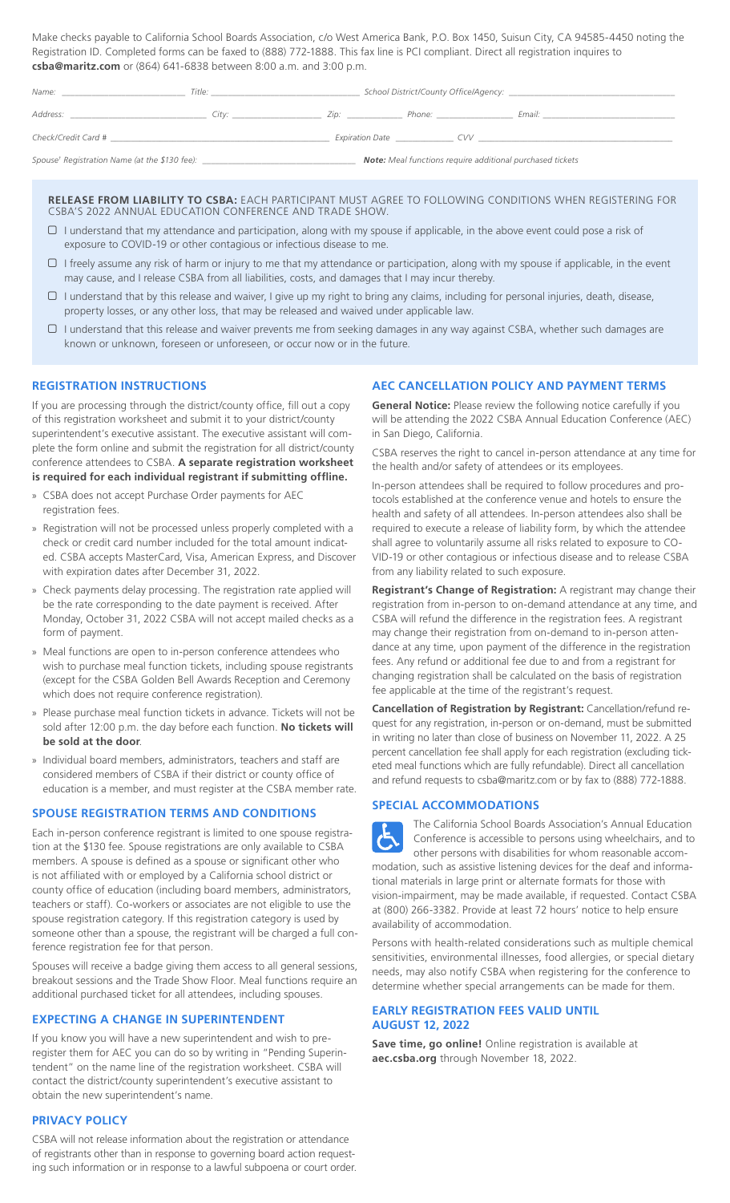Make checks payable to California School Boards Association, c/o West America Bank, P.O. Box 1450, Suisun City, CA 94585-4450 noting the Registration ID. Completed forms can be faxed to (888) 772-1888. This fax line is PCI compliant. Direct all registration inquires to **csba@maritz.com** or (864) 641-6838 between 8:00 a.m. and 3:00 p.m.

*Name:* ______________________ *Title:* ______________________ *School District/County Office/Agency:* ______________________

*Address:* ______________________ *City:* ______________ *Zip:* __________ *Phone:* ______________ *Email:* ______________________

*Check/Credit Card #* ______________________________ *Expiration Date* __________ *CVV* ______________________

*Spouse[1] Registration Name (at the $130 fee):* ______________________ ***Note:** Meal functions require additional purchased tickets*

**RELEASE FROM LIABILITY TO CSBA:** EACH PARTICIPANT MUST AGREE TO FOLLOWING CONDITIONS WHEN REGISTERING FOR CSBA'S 2022 ANNUAL EDUCATION CONFERENCE AND TRADE SHOW.

- ☐ I understand that my attendance and participation, along with my spouse if applicable, in the above event could pose a risk of exposure to COVID-19 or other contagious or infectious disease to me.
- ☐ I freely assume any risk of harm or injury to me that my attendance or participation, along with my spouse if applicable, in the event may cause, and I release CSBA from all liabilities, costs, and damages that I may incur thereby.
- ☐ I understand that by this release and waiver, I give up my right to bring any claims, including for personal injuries, death, disease, property losses, or any other loss, that may be released and waived under applicable law.
- ☐ I understand that this release and waiver prevents me from seeking damages in any way against CSBA, whether such damages are known or unknown, foreseen or unforeseen, or occur now or in the future.

## REGISTRATION INSTRUCTIONS

If you are processing through the district/county office, fill out a copy of this registration worksheet and submit it to your district/county superintendent's executive assistant. The executive assistant will complete the form online and submit the registration for all district/county conference attendees to CSBA. **A separate registration worksheet is required for each individual registrant if submitting offline.**

- CSBA does not accept Purchase Order payments for AEC registration fees.
- Registration will not be processed unless properly completed with a check or credit card number included for the total amount indicated. CSBA accepts MasterCard, Visa, American Express, and Discover with expiration dates after December 31, 2022.
- Check payments delay processing. The registration rate applied will be the rate corresponding to the date payment is received. After Monday, October 31, 2022 CSBA will not accept mailed checks as a form of payment.
- Meal functions are open to in-person conference attendees who wish to purchase meal function tickets, including spouse registrants (except for the CSBA Golden Bell Awards Reception and Ceremony which does not require conference registration).
- Please purchase meal function tickets in advance. Tickets will not be sold after 12:00 p.m. the day before each function. **No tickets will be sold at the door**.
- Individual board members, administrators, teachers and staff are considered members of CSBA if their district or county office of education is a member, and must register at the CSBA member rate.

## SPOUSE REGISTRATION TERMS AND CONDITIONS

Each in-person conference registrant is limited to one spouse registration at the $130 fee. Spouse registrations are only available to CSBA members. A spouse is defined as a spouse or significant other who is not affiliated with or employed by a California school district or county office of education (including board members, administrators, teachers or staff). Co-workers or associates are not eligible to use the spouse registration category. If this registration category is used by someone other than a spouse, the registrant will be charged a full conference registration fee for that person.

Spouses will receive a badge giving them access to all general sessions, breakout sessions and the Trade Show Floor. Meal functions require an additional purchased ticket for all attendees, including spouses.

## EXPECTING A CHANGE IN SUPERINTENDENT

If you know you will have a new superintendent and wish to preregister them for AEC you can do so by writing in "Pending Superintendent" on the name line of the registration worksheet. CSBA will contact the district/county superintendent's executive assistant to obtain the new superintendent's name.

## PRIVACY POLICY

CSBA will not release information about the registration or attendance of registrants other than in response to governing board action requesting such information or in response to a lawful subpoena or court order.

## AEC CANCELLATION POLICY AND PAYMENT TERMS

**General Notice:** Please review the following notice carefully if you will be attending the 2022 CSBA Annual Education Conference (AEC) in San Diego, California.

CSBA reserves the right to cancel in-person attendance at any time for the health and/or safety of attendees or its employees.

In-person attendees shall be required to follow procedures and protocols established at the conference venue and hotels to ensure the health and safety of all attendees. In-person attendees also shall be required to execute a release of liability form, by which the attendee shall agree to voluntarily assume all risks related to exposure to COVID-19 or other contagious or infectious disease and to release CSBA from any liability related to such exposure.

**Registrant's Change of Registration:** A registrant may change their registration from in-person to on-demand attendance at any time, and CSBA will refund the difference in the registration fees. A registrant may change their registration from on-demand to in-person attendance at any time, upon payment of the difference in the registration fees. Any refund or additional fee due to and from a registrant for changing registration shall be calculated on the basis of registration fee applicable at the time of the registrant's request.

**Cancellation of Registration by Registrant:** Cancellation/refund request for any registration, in-person or on-demand, must be submitted in writing no later than close of business on November 11, 2022. A 25 percent cancellation fee shall apply for each registration (excluding ticketed meal functions which are fully refundable). Direct all cancellation and refund requests to csba@maritz.com or by fax to (888) 772-1888.

## SPECIAL ACCOMMODATIONS

The California School Boards Association's Annual Education Conference is accessible to persons using wheelchairs, and to other persons with disabilities for whom reasonable accommodation, such as assistive listening devices for the deaf and informational materials in large print or alternate formats for those with vision-impairment, may be made available, if requested. Contact CSBA at (800) 266-3382. Provide at least 72 hours' notice to help ensure availability of accommodation.

Persons with health-related considerations such as multiple chemical sensitivities, environmental illnesses, food allergies, or special dietary needs, may also notify CSBA when registering for the conference to determine whether special arrangements can be made for them.

## EARLY REGISTRATION FEES VALID UNTIL AUGUST 12, 2022

**Save time, go online!** Online registration is available at **aec.csba.org** through November 18, 2022.